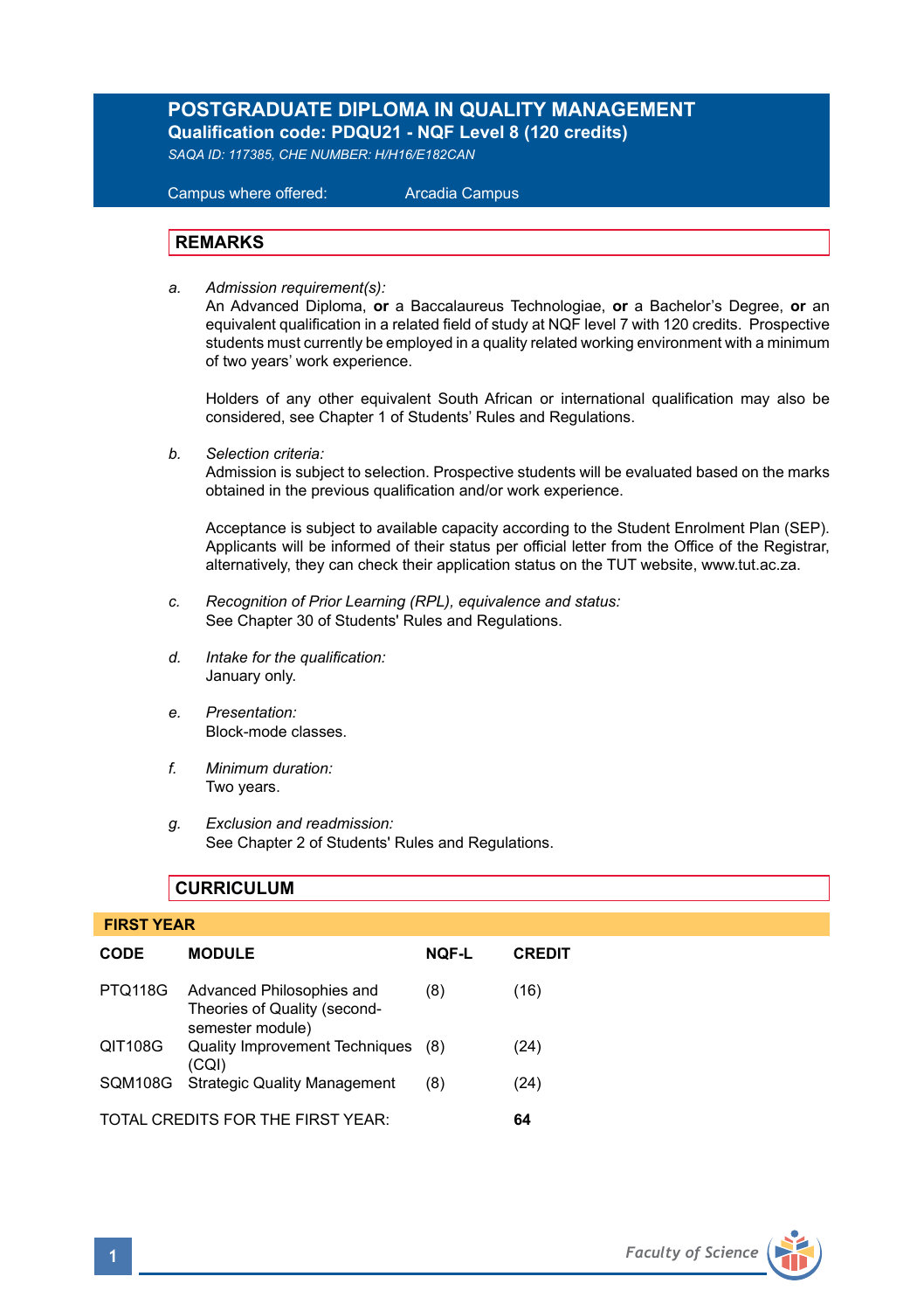# POSTGRADUATE DIPLOMA IN QUALITY MANAGEMENT

**Qualification code: PDQU21 - NQF Level 8 (120 credits)**

*SAQA ID: 117385, CHE NUMBER: H/H16/E182CAN*

Campus where offered: Arcadia Campus

## REMARKS

a. *Admission requirement(s):*
An Advanced Diploma, **or** a Baccalaureus Technologiae, **or** a Bachelor's Degree, **or** an equivalent qualification in a related field of study at NQF level 7 with 120 credits. Prospective students must currently be employed in a quality related working environment with a minimum of two years' work experience.

Holders of any other equivalent South African or international qualification may also be considered, see Chapter 1 of Students' Rules and Regulations.

b. *Selection criteria:*
Admission is subject to selection. Prospective students will be evaluated based on the marks obtained in the previous qualification and/or work experience.

Acceptance is subject to available capacity according to the Student Enrolment Plan (SEP). Applicants will be informed of their status per official letter from the Office of the Registrar, alternatively, they can check their application status on the TUT website, www.tut.ac.za.

c. *Recognition of Prior Learning (RPL), equivalence and status:*
See Chapter 30 of Students' Rules and Regulations.

d. *Intake for the qualification:*
January only.

e. *Presentation:*
Block-mode classes.

f. *Minimum duration:*
Two years.

g. *Exclusion and readmission:*
See Chapter 2 of Students' Rules and Regulations.

## CURRICULUM

### FIRST YEAR

| CODE | MODULE | NQF-L | CREDIT |
|---|---|---|---|
| PTQ118G | Advanced Philosophies and Theories of Quality (second-semester module) | (8) | (16) |
| QIT108G | Quality Improvement Techniques (CQI) | (8) | (24) |
| SQM108G | Strategic Quality Management | (8) | (24) |
| TOTAL CREDITS FOR THE FIRST YEAR: | | | **64** |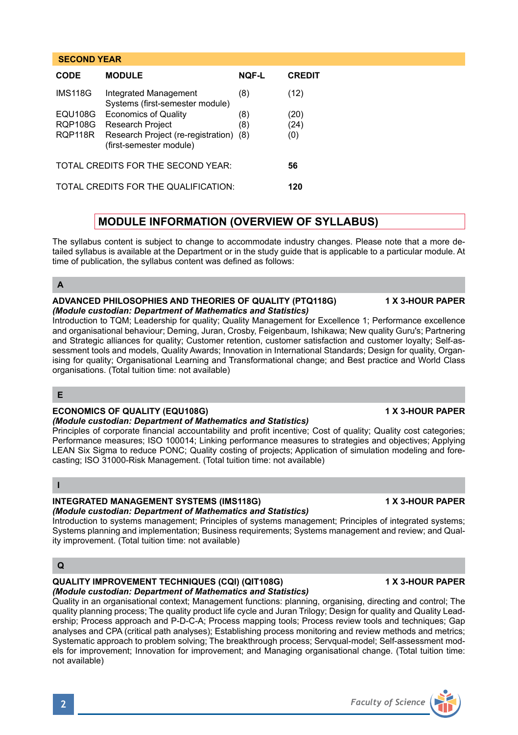## SECOND YEAR

| CODE | MODULE | NQF-L | CREDIT |
|---|---|---|---|
| IMS118G | Integrated Management Systems (first-semester module) | (8) | (12) |
| EQU108G | Economics of Quality | (8) | (20) |
| RQP108G | Research Project | (8) | (24) |
| RQP118R | Research Project (re-registration) (first-semester module) | (8) | (0) |
| TOTAL CREDITS FOR THE SECOND YEAR: | | | **56** |
| TOTAL CREDITS FOR THE QUALIFICATION: | | | **120** |

## MODULE INFORMATION (OVERVIEW OF SYLLABUS)

The syllabus content is subject to change to accommodate industry changes. Please note that a more detailed syllabus is available at the Department or in the study guide that is applicable to a particular module. At time of publication, the syllabus content was defined as follows:

### A

**ADVANCED PHILOSOPHIES AND THEORIES OF QUALITY (PTQ118G) — 1 X 3-HOUR PAPER**
***(Module custodian: Department of Mathematics and Statistics)***
Introduction to TQM; Leadership for quality; Quality Management for Excellence 1; Performance excellence and organisational behaviour; Deming, Juran, Crosby, Feigenbaum, Ishikawa; New quality Guru's; Partnering and Strategic alliances for quality; Customer retention, customer satisfaction and customer loyalty; Self-assessment tools and models, Quality Awards; Innovation in International Standards; Design for quality, Organising for quality; Organisational Learning and Transformational change; and Best practice and World Class organisations. (Total tuition time: not available)

### E

**ECONOMICS OF QUALITY (EQU108G) — 1 X 3-HOUR PAPER**
***(Module custodian: Department of Mathematics and Statistics)***
Principles of corporate financial accountability and profit incentive; Cost of quality; Quality cost categories; Performance measures; ISO 100014; Linking performance measures to strategies and objectives; Applying LEAN Six Sigma to reduce PONC; Quality costing of projects; Application of simulation modeling and forecasting; ISO 31000-Risk Management. (Total tuition time: not available)

### I

**INTEGRATED MANAGEMENT SYSTEMS (IMS118G) — 1 X 3-HOUR PAPER**
***(Module custodian: Department of Mathematics and Statistics)***
Introduction to systems management; Principles of systems management; Principles of integrated systems; Systems planning and implementation; Business requirements; Systems management and review; and Quality improvement. (Total tuition time: not available)

### Q

**QUALITY IMPROVEMENT TECHNIQUES (CQI) (QIT108G) — 1 X 3-HOUR PAPER**
***(Module custodian: Department of Mathematics and Statistics)***
Quality in an organisational context; Management functions: planning, organising, directing and control; The quality planning process; The quality product life cycle and Juran Trilogy; Design for quality and Quality Leadership; Process approach and P-D-C-A; Process mapping tools; Process review tools and techniques; Gap analyses and CPA (critical path analyses); Establishing process monitoring and review methods and metrics; Systematic approach to problem solving; The breakthrough process; Servqual-model; Self-assessment models for improvement; Innovation for improvement; and Managing organisational change. (Total tuition time: not available)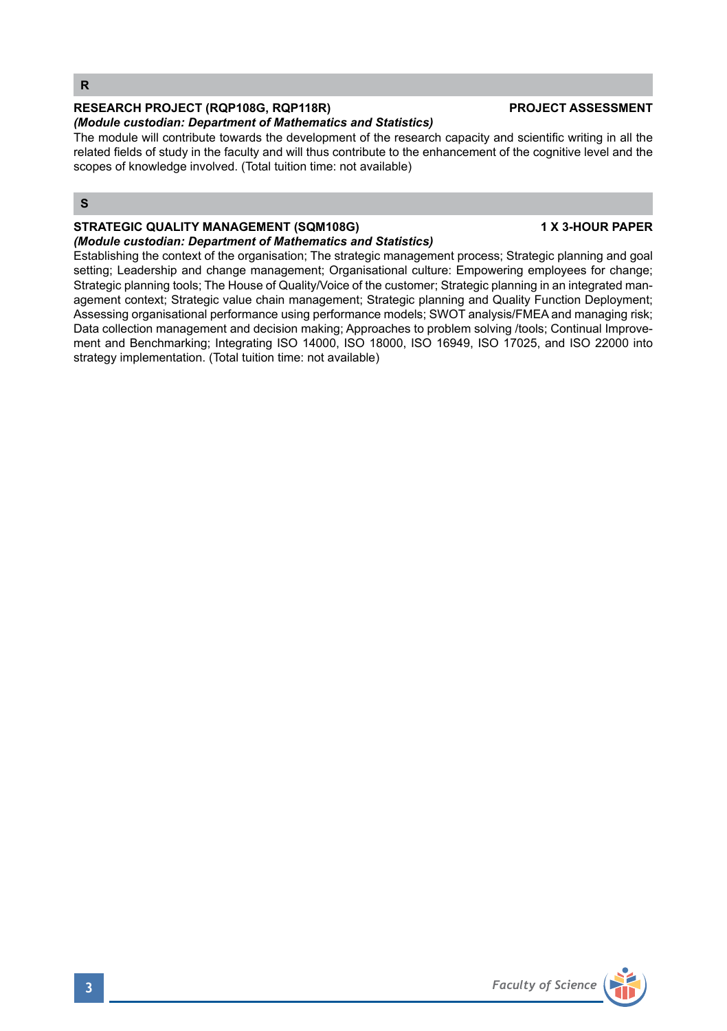## R

**RESEARCH PROJECT (RQP108G, RQP118R)** **PROJECT ASSESSMENT**

***(Module custodian: Department of Mathematics and Statistics)***

The module will contribute towards the development of the research capacity and scientific writing in all the related fields of study in the faculty and will thus contribute to the enhancement of the cognitive level and the scopes of knowledge involved. (Total tuition time: not available)

## S

**STRATEGIC QUALITY MANAGEMENT (SQM108G)** **1 X 3-HOUR PAPER**

***(Module custodian: Department of Mathematics and Statistics)***

Establishing the context of the organisation; The strategic management process; Strategic planning and goal setting; Leadership and change management; Organisational culture: Empowering employees for change; Strategic planning tools; The House of Quality/Voice of the customer; Strategic planning in an integrated management context; Strategic value chain management; Strategic planning and Quality Function Deployment; Assessing organisational performance using performance models; SWOT analysis/FMEA and managing risk; Data collection management and decision making; Approaches to problem solving /tools; Continual Improvement and Benchmarking; Integrating ISO 14000, ISO 18000, ISO 16949, ISO 17025, and ISO 22000 into strategy implementation. (Total tuition time: not available)